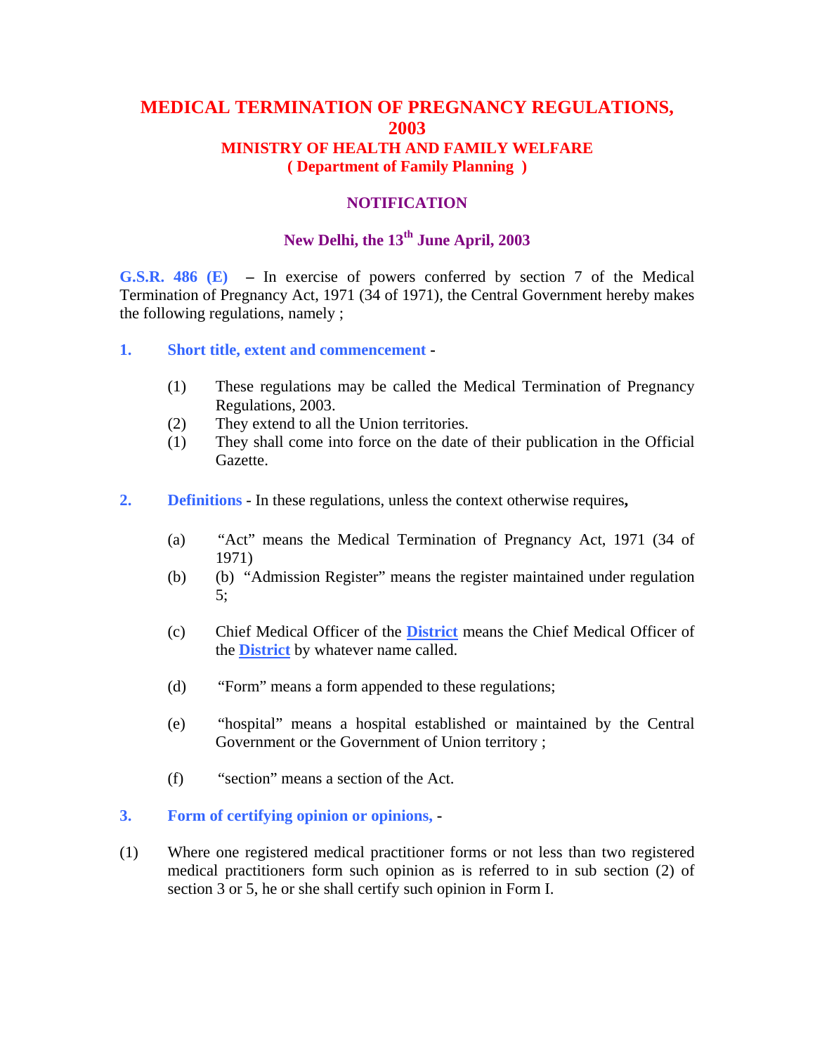# MEDICAL TERMINATION OF PREGNANCY REGULATIONS, 2003

## MINISTRY OF HEALTH AND FAMILY WELFARE

### ( Department of Family Planning )

### NOTIFICATION

### New Delhi, the 13th June April, 2003

**G.S.R. 486 (E)** – In exercise of powers conferred by section 7 of the Medical Termination of Pregnancy Act, 1971 (34 of 1971), the Central Government hereby makes the following regulations, namely ;

**1. Short title, extent and commencement -**

(1) These regulations may be called the Medical Termination of Pregnancy Regulations, 2003.
(2) They extend to all the Union territories.
(1) They shall come into force on the date of their publication in the Official Gazette.

**2. Definitions** - In these regulations, unless the context otherwise requires**,**

(a) "Act" means the Medical Termination of Pregnancy Act, 1971 (34 of 1971)

(b) (b) "Admission Register" means the register maintained under regulation 5;

(c) Chief Medical Officer of the **District** means the Chief Medical Officer of the **District** by whatever name called.

(d) "Form" means a form appended to these regulations;

(e) "hospital" means a hospital established or maintained by the Central Government or the Government of Union territory ;

(f) "section" means a section of the Act.

**3. Form of certifying opinion or opinions, -**

(1) Where one registered medical practitioner forms or not less than two registered medical practitioners form such opinion as is referred to in sub section (2) of section 3 or 5, he or she shall certify such opinion in Form I.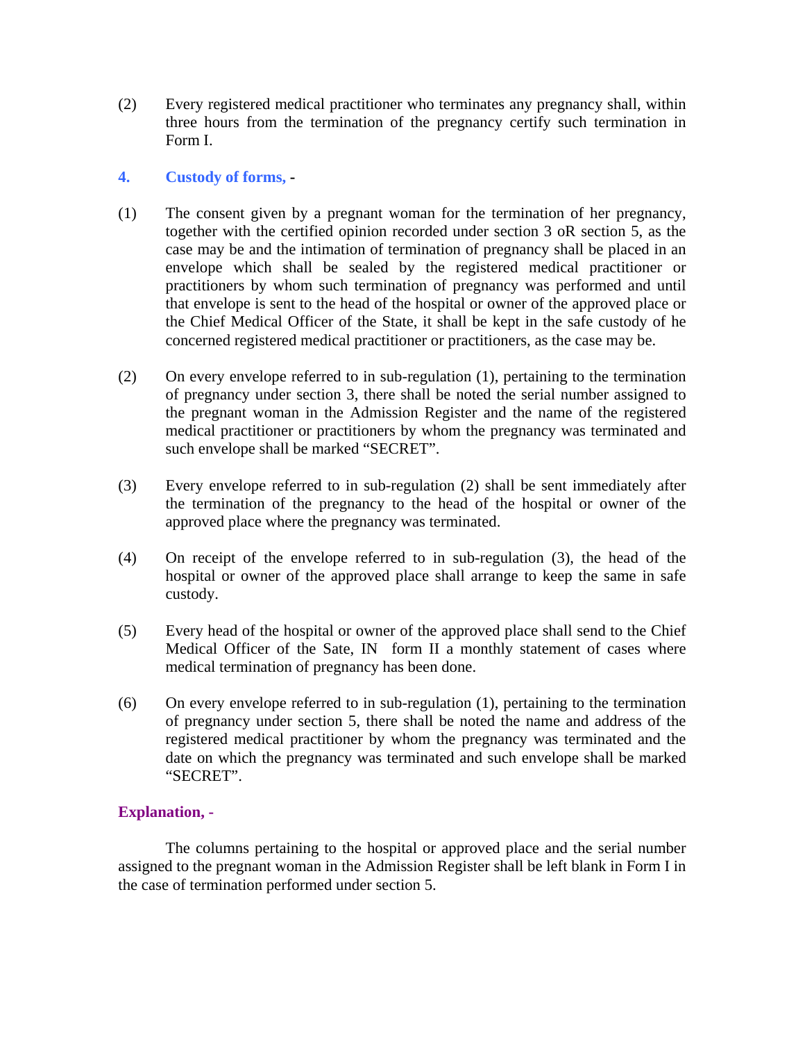(2) Every registered medical practitioner who terminates any pregnancy shall, within three hours from the termination of the pregnancy certify such termination in Form I.

## 4. Custody of forms, -

(1) The consent given by a pregnant woman for the termination of her pregnancy, together with the certified opinion recorded under section 3 oR section 5, as the case may be and the intimation of termination of pregnancy shall be placed in an envelope which shall be sealed by the registered medical practitioner or practitioners by whom such termination of pregnancy was performed and until that envelope is sent to the head of the hospital or owner of the approved place or the Chief Medical Officer of the State, it shall be kept in the safe custody of he concerned registered medical practitioner or practitioners, as the case may be.

(2) On every envelope referred to in sub-regulation (1), pertaining to the termination of pregnancy under section 3, there shall be noted the serial number assigned to the pregnant woman in the Admission Register and the name of the registered medical practitioner or practitioners by whom the pregnancy was terminated and such envelope shall be marked "SECRET".

(3) Every envelope referred to in sub-regulation (2) shall be sent immediately after the termination of the pregnancy to the head of the hospital or owner of the approved place where the pregnancy was terminated.

(4) On receipt of the envelope referred to in sub-regulation (3), the head of the hospital or owner of the approved place shall arrange to keep the same in safe custody.

(5) Every head of the hospital or owner of the approved place shall send to the Chief Medical Officer of the Sate, IN form II a monthly statement of cases where medical termination of pregnancy has been done.

(6) On every envelope referred to in sub-regulation (1), pertaining to the termination of pregnancy under section 5, there shall be noted the name and address of the registered medical practitioner by whom the pregnancy was terminated and the date on which the pregnancy was terminated and such envelope shall be marked "SECRET".

**Explanation, -**

The columns pertaining to the hospital or approved place and the serial number assigned to the pregnant woman in the Admission Register shall be left blank in Form I in the case of termination performed under section 5.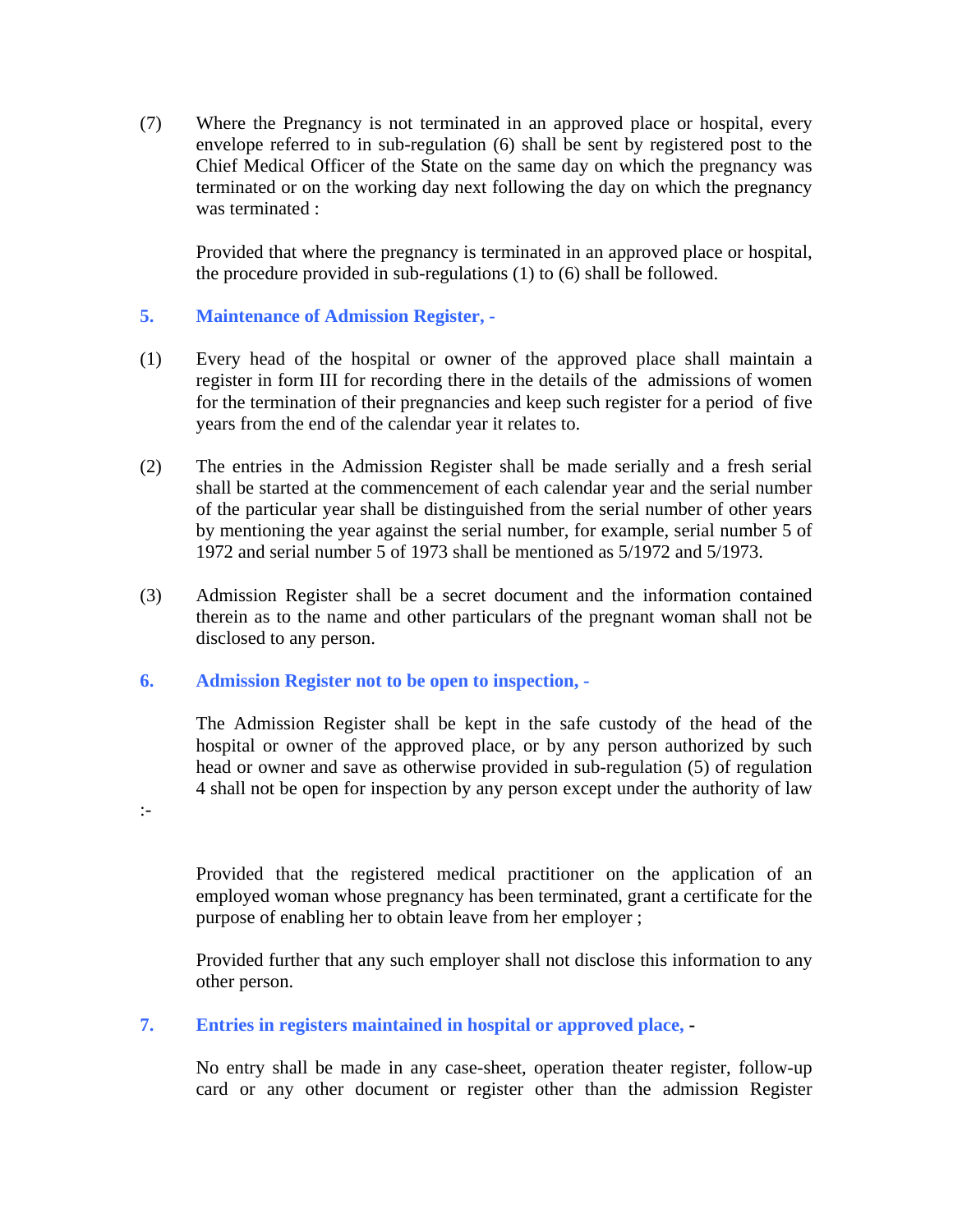(7) Where the Pregnancy is not terminated in an approved place or hospital, every envelope referred to in sub-regulation (6) shall be sent by registered post to the Chief Medical Officer of the State on the same day on which the pregnancy was terminated or on the working day next following the day on which the pregnancy was terminated :

Provided that where the pregnancy is terminated in an approved place or hospital, the procedure provided in sub-regulations (1) to (6) shall be followed.

### 5. Maintenance of Admission Register, -

(1) Every head of the hospital or owner of the approved place shall maintain a register in form III for recording there in the details of the admissions of women for the termination of their pregnancies and keep such register for a period of five years from the end of the calendar year it relates to.

(2) The entries in the Admission Register shall be made serially and a fresh serial shall be started at the commencement of each calendar year and the serial number of the particular year shall be distinguished from the serial number of other years by mentioning the year against the serial number, for example, serial number 5 of 1972 and serial number 5 of 1973 shall be mentioned as 5/1972 and 5/1973.

(3) Admission Register shall be a secret document and the information contained therein as to the name and other particulars of the pregnant woman shall not be disclosed to any person.

### 6. Admission Register not to be open to inspection, -

The Admission Register shall be kept in the safe custody of the head of the hospital or owner of the approved place, or by any person authorized by such head or owner and save as otherwise provided in sub-regulation (5) of regulation 4 shall not be open for inspection by any person except under the authority of law :-

Provided that the registered medical practitioner on the application of an employed woman whose pregnancy has been terminated, grant a certificate for the purpose of enabling her to obtain leave from her employer ;

Provided further that any such employer shall not disclose this information to any other person.

### 7. Entries in registers maintained in hospital or approved place, -

No entry shall be made in any case-sheet, operation theater register, follow-up card or any other document or register other than the admission Register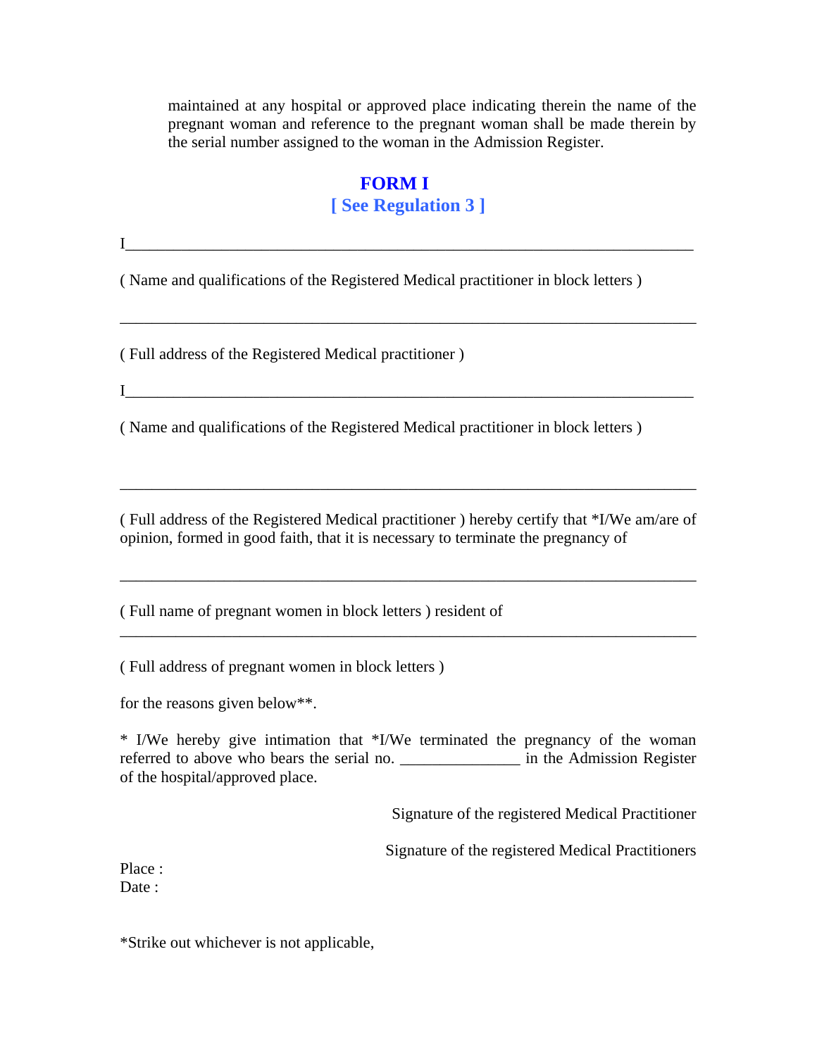maintained at any hospital or approved place indicating therein the name of the pregnant woman and reference to the pregnant woman shall be made therein by the serial number assigned to the woman in the Admission Register.

## FORM I

### [ See Regulation 3 ]

I_______________________________________________________________________

( Name and qualifications of the Registered Medical practitioner in block letters )

_______________________________________________________________________

( Full address of the Registered Medical practitioner )

I_______________________________________________________________________

( Name and qualifications of the Registered Medical practitioner in block letters )

_______________________________________________________________________

( Full address of the Registered Medical practitioner ) hereby certify that *I/We am/are of opinion, formed in good faith, that it is necessary to terminate the pregnancy of

_______________________________________________________________________

( Full name of pregnant women in block letters ) resident of

_______________________________________________________________________

( Full address of pregnant women in block letters )

for the reasons given below**.

* I/We hereby give intimation that *I/We terminated the pregnancy of the woman referred to above who bears the serial no. _______________ in the Admission Register of the hospital/approved place.

Signature of the registered Medical Practitioner

Signature of the registered Medical Practitioners

Place :
Date :

*Strike out whichever is not applicable,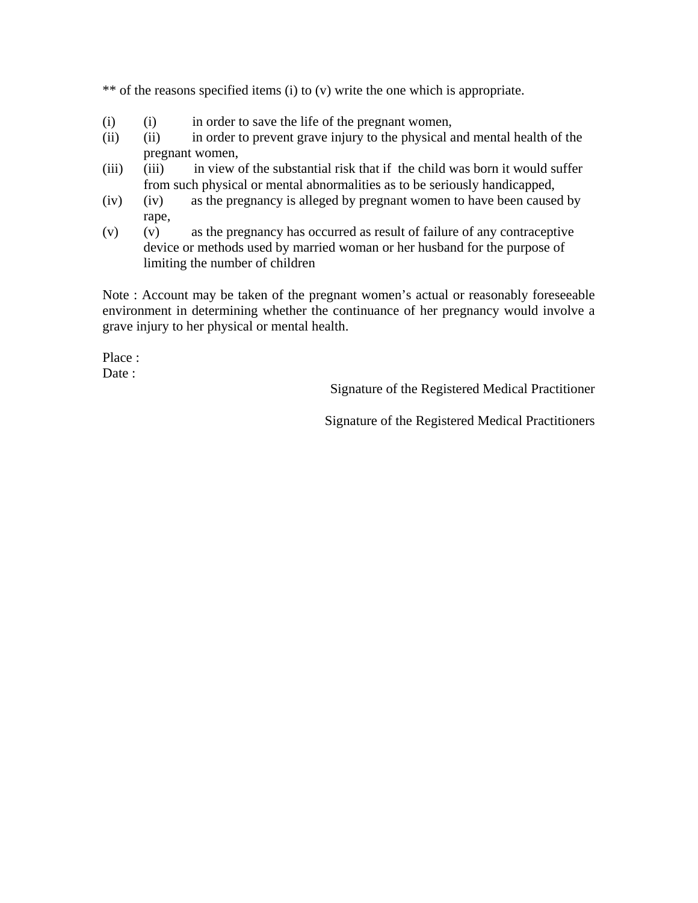** of the reasons specified items (i) to (v) write the one which is appropriate.

(i) (i) in order to save the life of the pregnant women,

(ii) (ii) in order to prevent grave injury to the physical and mental health of the pregnant women,

(iii) (iii) in view of the substantial risk that if the child was born it would suffer from such physical or mental abnormalities as to be seriously handicapped,

(iv) (iv) as the pregnancy is alleged by pregnant women to have been caused by rape,

(v) (v) as the pregnancy has occurred as result of failure of any contraceptive device or methods used by married woman or her husband for the purpose of limiting the number of children

Note : Account may be taken of the pregnant women's actual or reasonably foreseeable environment in determining whether the continuance of her pregnancy would involve a grave injury to her physical or mental health.

Place :
Date :

Signature of the Registered Medical Practitioner

Signature of the Registered Medical Practitioners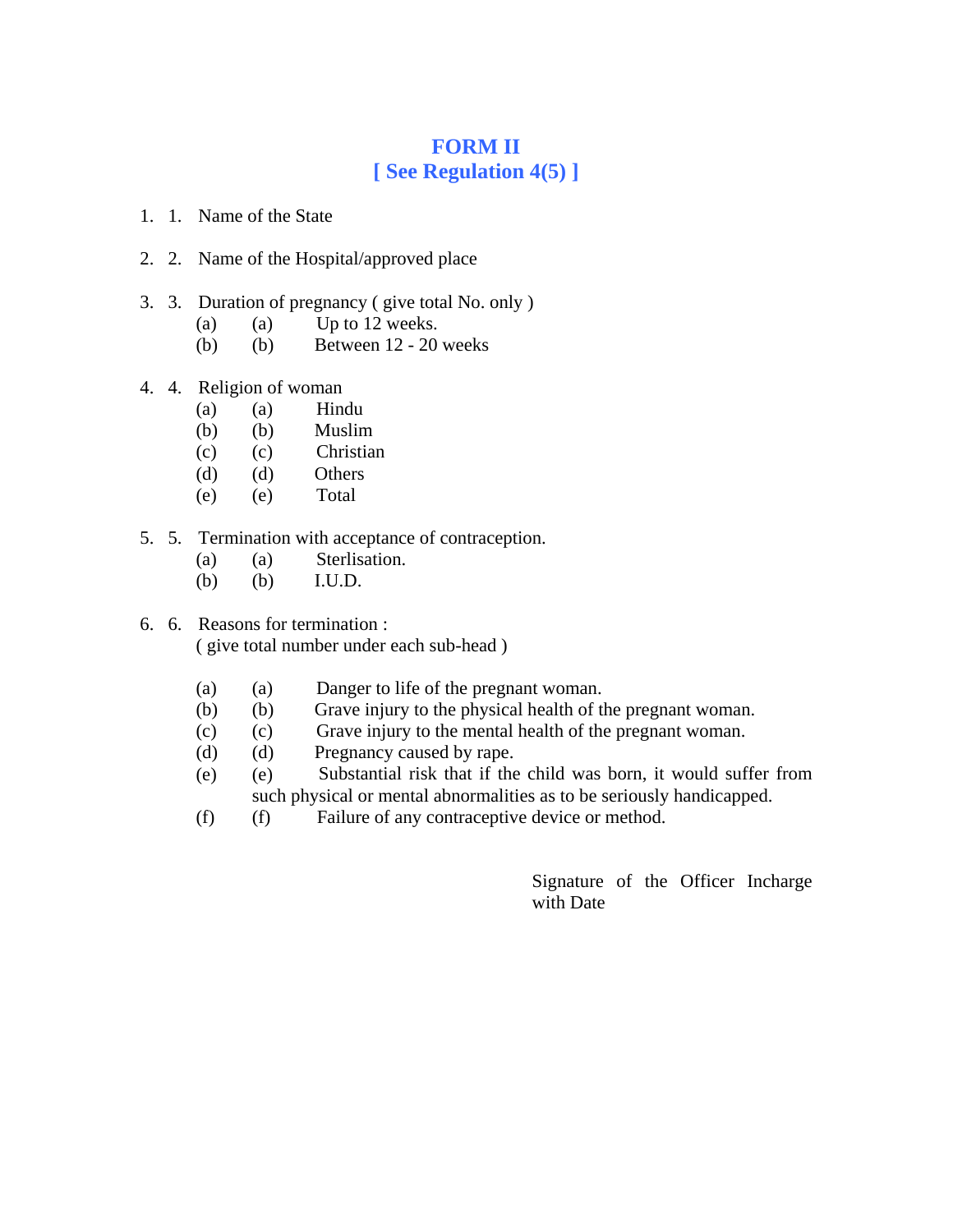# FORM II
## [ See Regulation 4(5) ]

1. 1. Name of the State

2. 2. Name of the Hospital/approved place

3. 3. Duration of pregnancy ( give total No. only )
   (a) (a) Up to 12 weeks.
   (b) (b) Between 12 - 20 weeks

4. 4. Religion of woman
   (a) (a) Hindu
   (b) (b) Muslim
   (c) (c) Christian
   (d) (d) Others
   (e) (e) Total

5. 5. Termination with acceptance of contraception.
   (a) (a) Sterlisation.
   (b) (b) I.U.D.

6. 6. Reasons for termination :
   ( give total number under each sub-head )

   (a) (a) Danger to life of the pregnant woman.
   (b) (b) Grave injury to the physical health of the pregnant woman.
   (c) (c) Grave injury to the mental health of the pregnant woman.
   (d) (d) Pregnancy caused by rape.
   (e) (e) Substantial risk that if the child was born, it would suffer from such physical or mental abnormalities as to be seriously handicapped.
   (f) (f) Failure of any contraceptive device or method.

Signature of the Officer Incharge with Date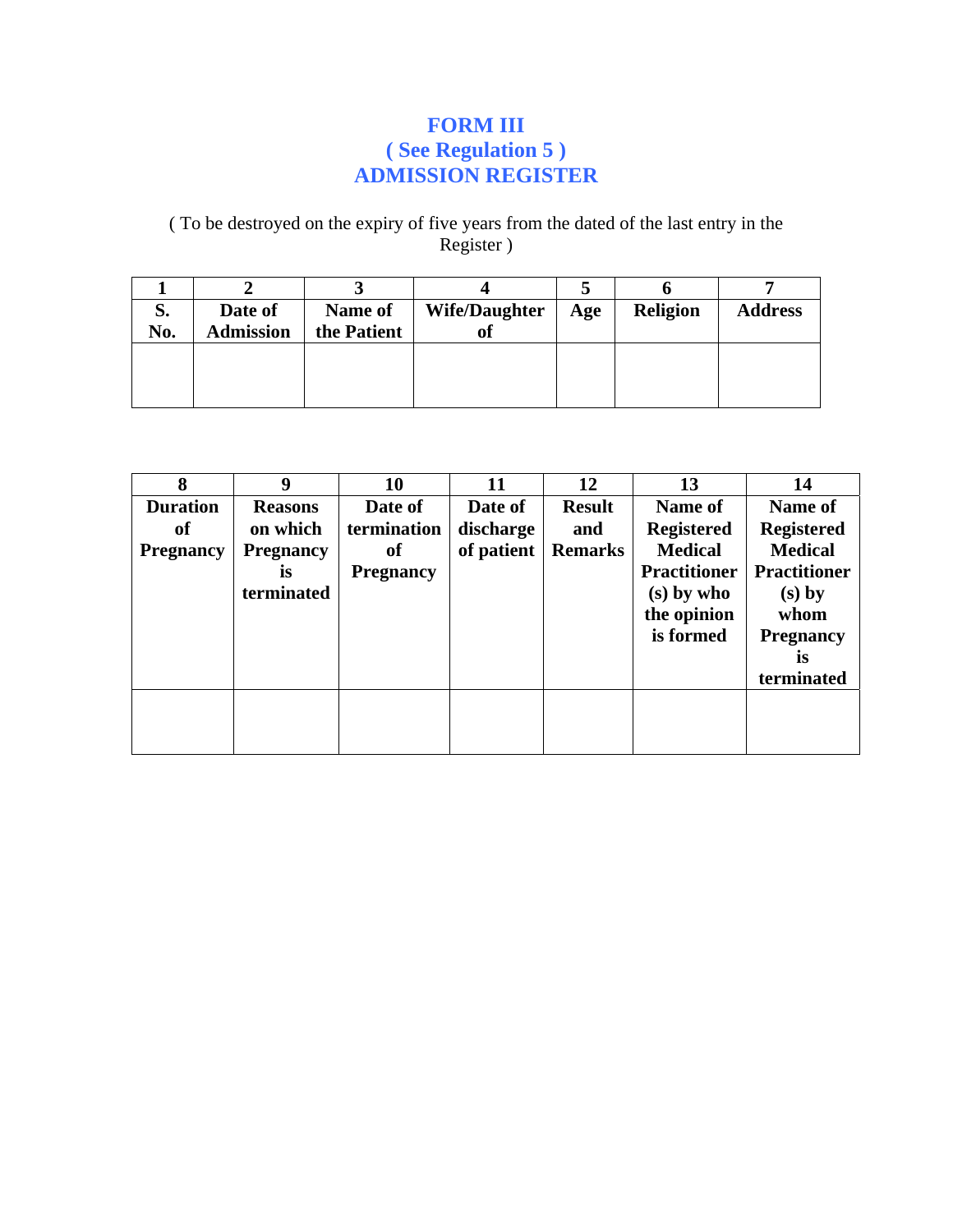# FORM III
## ( See Regulation 5 )
## ADMISSION REGISTER

( To be destroyed on the expiry of five years from the dated of the last entry in the Register )

| 1 | 2 | 3 | 4 | 5 | 6 | 7 |
|---|---|---|---|---|---|---|
| **S. No.** | **Date of Admission** | **Name of the Patient** | **Wife/Daughter of** | **Age** | **Religion** | **Address** |
| | | | | | | |

| 8 | 9 | 10 | 11 | 12 | 13 | 14 |
|---|---|---|---|---|---|---|
| **Duration of Pregnancy** | **Reasons on which Pregnancy is terminated** | **Date of termination of Pregnancy** | **Date of discharge of patient** | **Result and Remarks** | **Name of Registered Medical Practitioner (s) by who the opinion is formed** | **Name of Registered Medical Practitioner (s) by whom Pregnancy is terminated** |
| | | | | | | |